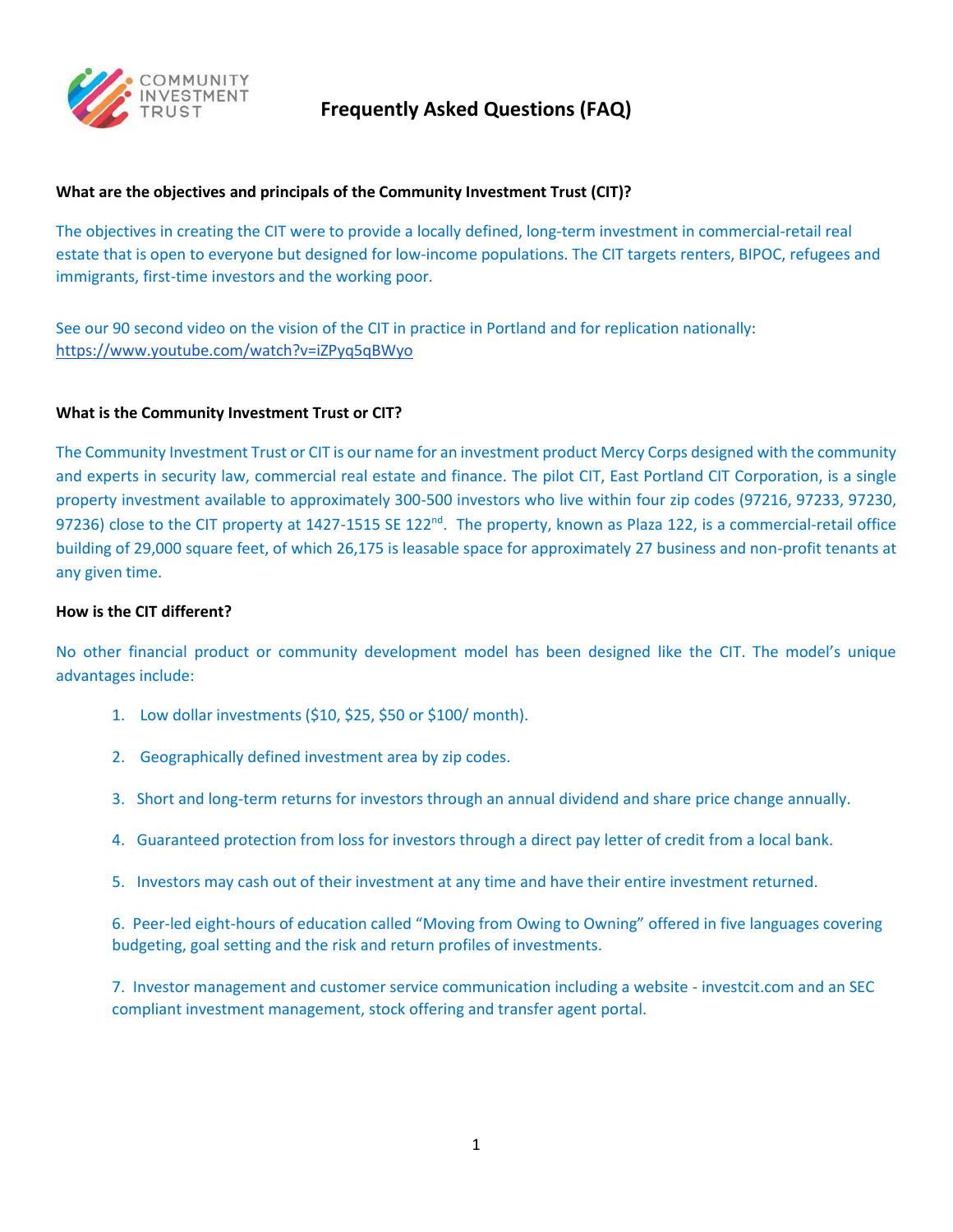COMMUNITY INVESTMENT TRUST

# Frequently Asked Questions (FAQ)

**What are the objectives and principals of the Community Investment Trust (CIT)?**

The objectives in creating the CIT were to provide a locally defined, long-term investment in commercial-retail real estate that is open to everyone but designed for low-income populations. The CIT targets renters, BIPOC, refugees and immigrants, first-time investors and the working poor.

See our 90 second video on the vision of the CIT in practice in Portland and for replication nationally: https://www.youtube.com/watch?v=iZPyq5qBWyo

**What is the Community Investment Trust or CIT?**

The Community Investment Trust or CIT is our name for an investment product Mercy Corps designed with the community and experts in security law, commercial real estate and finance. The pilot CIT, East Portland CIT Corporation, is a single property investment available to approximately 300-500 investors who live within four zip codes (97216, 97233, 97230, 97236) close to the CIT property at 1427-1515 SE 122nd. The property, known as Plaza 122, is a commercial-retail office building of 29,000 square feet, of which 26,175 is leasable space for approximately 27 business and non-profit tenants at any given time.

**How is the CIT different?**

No other financial product or community development model has been designed like the CIT. The model's unique advantages include:

1. Low dollar investments ($10, $25, $50 or $100/ month).
2. Geographically defined investment area by zip codes.
3. Short and long-term returns for investors through an annual dividend and share price change annually.
4. Guaranteed protection from loss for investors through a direct pay letter of credit from a local bank.
5. Investors may cash out of their investment at any time and have their entire investment returned.
6. Peer-led eight-hours of education called "Moving from Owing to Owning" offered in five languages covering budgeting, goal setting and the risk and return profiles of investments.
7. Investor management and customer service communication including a website - investcit.com and an SEC compliant investment management, stock offering and transfer agent portal.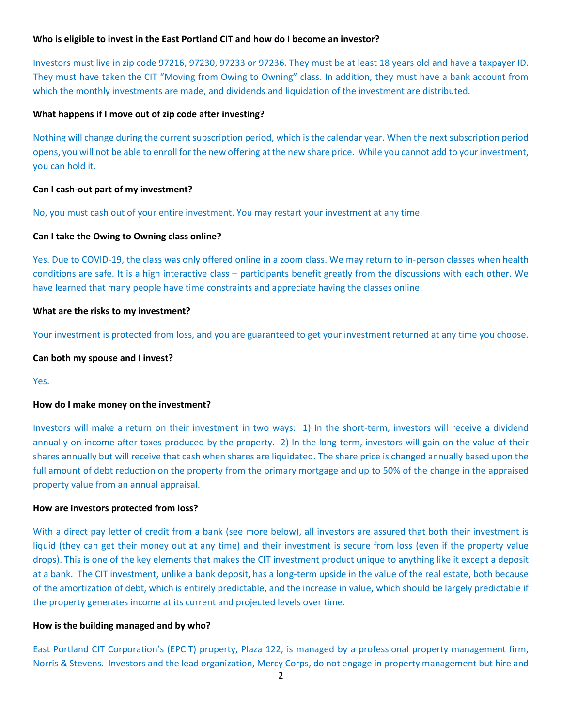**Who is eligible to invest in the East Portland CIT and how do I become an investor?**

Investors must live in zip code 97216, 97230, 97233 or 97236. They must be at least 18 years old and have a taxpayer ID. They must have taken the CIT "Moving from Owing to Owning" class. In addition, they must have a bank account from which the monthly investments are made, and dividends and liquidation of the investment are distributed.

**What happens if I move out of zip code after investing?**

Nothing will change during the current subscription period, which is the calendar year. When the next subscription period opens, you will not be able to enroll for the new offering at the new share price. While you cannot add to your investment, you can hold it.

**Can I cash-out part of my investment?**

No, you must cash out of your entire investment. You may restart your investment at any time.

**Can I take the Owing to Owning class online?**

Yes. Due to COVID-19, the class was only offered online in a zoom class. We may return to in-person classes when health conditions are safe. It is a high interactive class – participants benefit greatly from the discussions with each other. We have learned that many people have time constraints and appreciate having the classes online.

**What are the risks to my investment?**

Your investment is protected from loss, and you are guaranteed to get your investment returned at any time you choose.

**Can both my spouse and I invest?**

Yes.

**How do I make money on the investment?**

Investors will make a return on their investment in two ways: 1) In the short-term, investors will receive a dividend annually on income after taxes produced by the property. 2) In the long-term, investors will gain on the value of their shares annually but will receive that cash when shares are liquidated. The share price is changed annually based upon the full amount of debt reduction on the property from the primary mortgage and up to 50% of the change in the appraised property value from an annual appraisal.

**How are investors protected from loss?**

With a direct pay letter of credit from a bank (see more below), all investors are assured that both their investment is liquid (they can get their money out at any time) and their investment is secure from loss (even if the property value drops). This is one of the key elements that makes the CIT investment product unique to anything like it except a deposit at a bank. The CIT investment, unlike a bank deposit, has a long-term upside in the value of the real estate, both because of the amortization of debt, which is entirely predictable, and the increase in value, which should be largely predictable if the property generates income at its current and projected levels over time.

**How is the building managed and by who?**

East Portland CIT Corporation's (EPCIT) property, Plaza 122, is managed by a professional property management firm, Norris & Stevens. Investors and the lead organization, Mercy Corps, do not engage in property management but hire and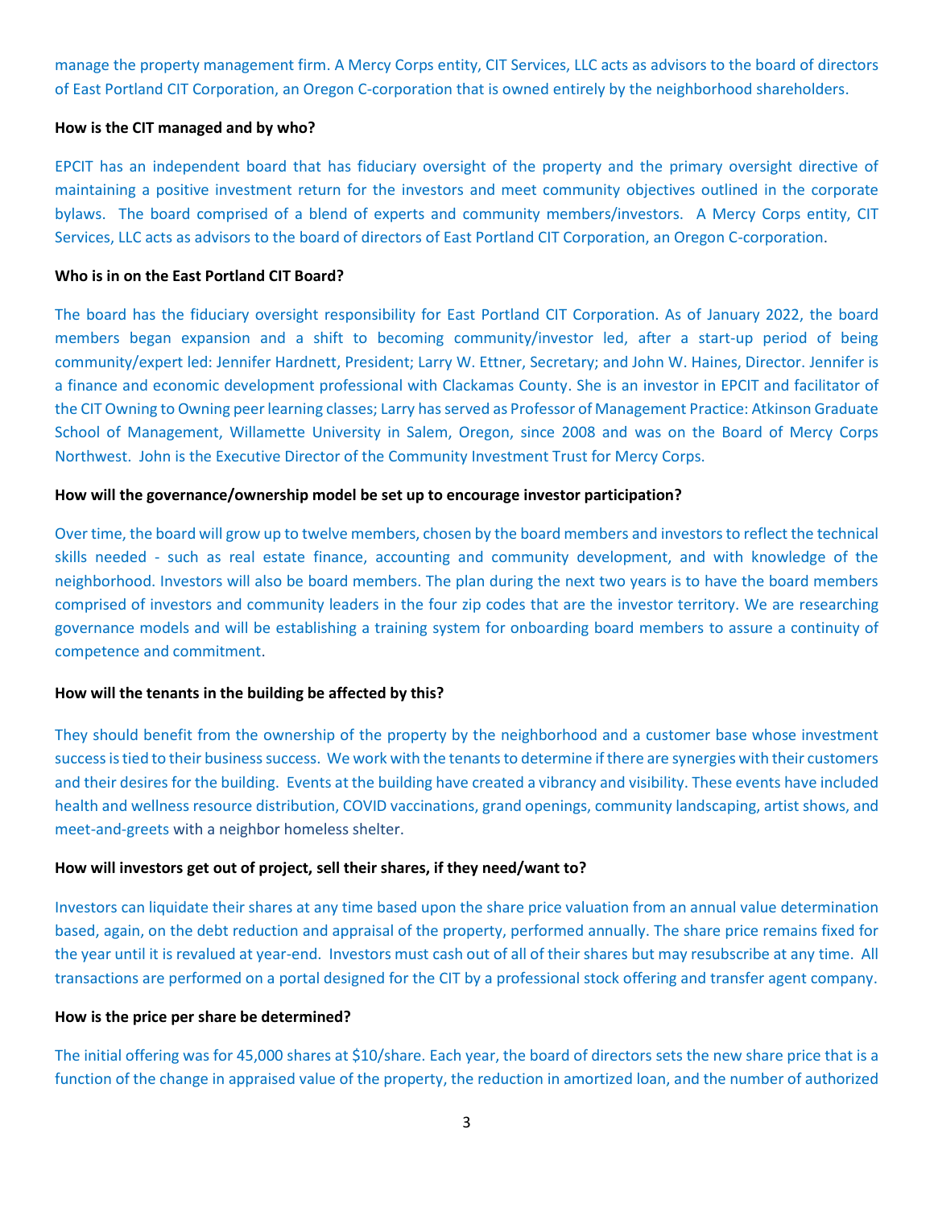manage the property management firm. A Mercy Corps entity, CIT Services, LLC acts as advisors to the board of directors of East Portland CIT Corporation, an Oregon C-corporation that is owned entirely by the neighborhood shareholders.

**How is the CIT managed and by who?**

EPCIT has an independent board that has fiduciary oversight of the property and the primary oversight directive of maintaining a positive investment return for the investors and meet community objectives outlined in the corporate bylaws. The board comprised of a blend of experts and community members/investors. A Mercy Corps entity, CIT Services, LLC acts as advisors to the board of directors of East Portland CIT Corporation, an Oregon C-corporation.

**Who is in on the East Portland CIT Board?**

The board has the fiduciary oversight responsibility for East Portland CIT Corporation. As of January 2022, the board members began expansion and a shift to becoming community/investor led, after a start-up period of being community/expert led: Jennifer Hardnett, President; Larry W. Ettner, Secretary; and John W. Haines, Director. Jennifer is a finance and economic development professional with Clackamas County. She is an investor in EPCIT and facilitator of the CIT Owning to Owning peer learning classes; Larry has served as Professor of Management Practice: Atkinson Graduate School of Management, Willamette University in Salem, Oregon, since 2008 and was on the Board of Mercy Corps Northwest. John is the Executive Director of the Community Investment Trust for Mercy Corps.

**How will the governance/ownership model be set up to encourage investor participation?**

Over time, the board will grow up to twelve members, chosen by the board members and investors to reflect the technical skills needed - such as real estate finance, accounting and community development, and with knowledge of the neighborhood. Investors will also be board members. The plan during the next two years is to have the board members comprised of investors and community leaders in the four zip codes that are the investor territory. We are researching governance models and will be establishing a training system for onboarding board members to assure a continuity of competence and commitment.

**How will the tenants in the building be affected by this?**

They should benefit from the ownership of the property by the neighborhood and a customer base whose investment success is tied to their business success. We work with the tenants to determine if there are synergies with their customers and their desires for the building. Events at the building have created a vibrancy and visibility. These events have included health and wellness resource distribution, COVID vaccinations, grand openings, community landscaping, artist shows, and meet-and-greets with a neighbor homeless shelter.

**How will investors get out of project, sell their shares, if they need/want to?**

Investors can liquidate their shares at any time based upon the share price valuation from an annual value determination based, again, on the debt reduction and appraisal of the property, performed annually. The share price remains fixed for the year until it is revalued at year-end. Investors must cash out of all of their shares but may resubscribe at any time. All transactions are performed on a portal designed for the CIT by a professional stock offering and transfer agent company.

**How is the price per share be determined?**

The initial offering was for 45,000 shares at $10/share. Each year, the board of directors sets the new share price that is a function of the change in appraised value of the property, the reduction in amortized loan, and the number of authorized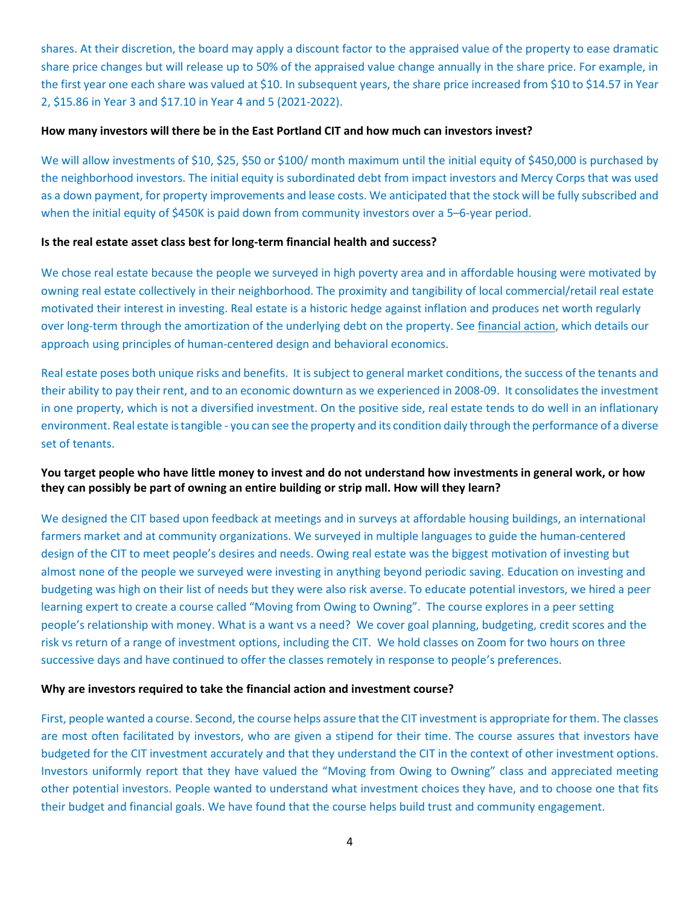shares. At their discretion, the board may apply a discount factor to the appraised value of the property to ease dramatic share price changes but will release up to 50% of the appraised value change annually in the share price. For example, in the first year one each share was valued at $10. In subsequent years, the share price increased from $10 to $14.57 in Year 2, $15.86 in Year 3 and $17.10 in Year 4 and 5 (2021-2022).

**How many investors will there be in the East Portland CIT and how much can investors invest?**

We will allow investments of $10, $25, $50 or $100/ month maximum until the initial equity of $450,000 is purchased by the neighborhood investors. The initial equity is subordinated debt from impact investors and Mercy Corps that was used as a down payment, for property improvements and lease costs. We anticipated that the stock will be fully subscribed and when the initial equity of $450K is paid down from community investors over a 5–6-year period.

**Is the real estate asset class best for long-term financial health and success?**

We chose real estate because the people we surveyed in high poverty area and in affordable housing were motivated by owning real estate collectively in their neighborhood. The proximity and tangibility of local commercial/retail real estate motivated their interest in investing. Real estate is a historic hedge against inflation and produces net worth regularly over long-term through the amortization of the underlying debt on the property. See financial action, which details our approach using principles of human-centered design and behavioral economics.

Real estate poses both unique risks and benefits. It is subject to general market conditions, the success of the tenants and their ability to pay their rent, and to an economic downturn as we experienced in 2008-09. It consolidates the investment in one property, which is not a diversified investment. On the positive side, real estate tends to do well in an inflationary environment. Real estate is tangible - you can see the property and its condition daily through the performance of a diverse set of tenants.

**You target people who have little money to invest and do not understand how investments in general work, or how they can possibly be part of owning an entire building or strip mall. How will they learn?**

We designed the CIT based upon feedback at meetings and in surveys at affordable housing buildings, an international farmers market and at community organizations. We surveyed in multiple languages to guide the human-centered design of the CIT to meet people's desires and needs. Owing real estate was the biggest motivation of investing but almost none of the people we surveyed were investing in anything beyond periodic saving. Education on investing and budgeting was high on their list of needs but they were also risk averse. To educate potential investors, we hired a peer learning expert to create a course called "Moving from Owing to Owning". The course explores in a peer setting people's relationship with money. What is a want vs a need? We cover goal planning, budgeting, credit scores and the risk vs return of a range of investment options, including the CIT. We hold classes on Zoom for two hours on three successive days and have continued to offer the classes remotely in response to people's preferences.

**Why are investors required to take the financial action and investment course?**

First, people wanted a course. Second, the course helps assure that the CIT investment is appropriate for them. The classes are most often facilitated by investors, who are given a stipend for their time. The course assures that investors have budgeted for the CIT investment accurately and that they understand the CIT in the context of other investment options. Investors uniformly report that they have valued the "Moving from Owing to Owning" class and appreciated meeting other potential investors. People wanted to understand what investment choices they have, and to choose one that fits their budget and financial goals. We have found that the course helps build trust and community engagement.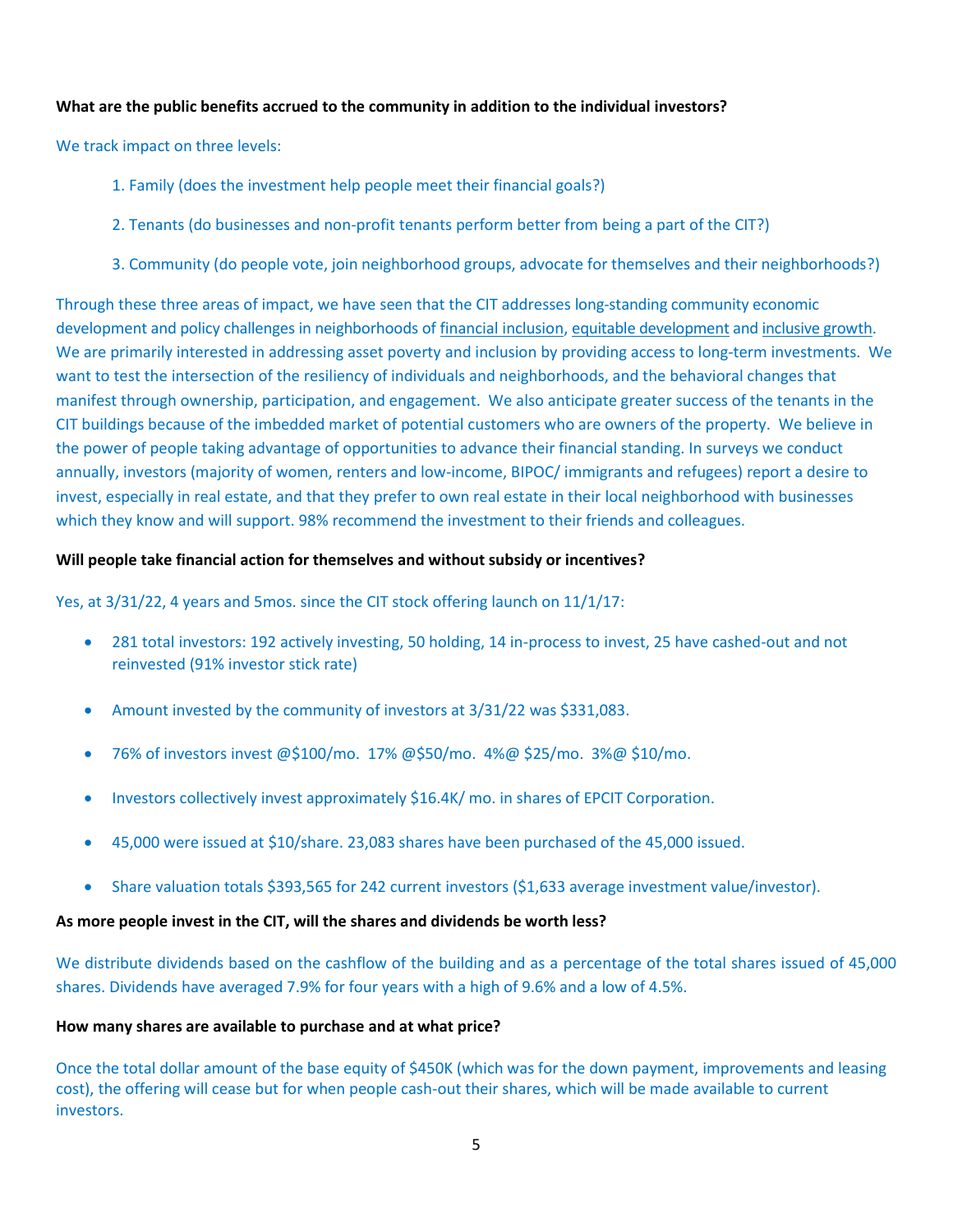**What are the public benefits accrued to the community in addition to the individual investors?**

We track impact on three levels:

1. Family (does the investment help people meet their financial goals?)
2. Tenants (do businesses and non-profit tenants perform better from being a part of the CIT?)
3. Community (do people vote, join neighborhood groups, advocate for themselves and their neighborhoods?)

Through these three areas of impact, we have seen that the CIT addresses long-standing community economic development and policy challenges in neighborhoods of financial inclusion, equitable development and inclusive growth. We are primarily interested in addressing asset poverty and inclusion by providing access to long-term investments. We want to test the intersection of the resiliency of individuals and neighborhoods, and the behavioral changes that manifest through ownership, participation, and engagement. We also anticipate greater success of the tenants in the CIT buildings because of the imbedded market of potential customers who are owners of the property. We believe in the power of people taking advantage of opportunities to advance their financial standing. In surveys we conduct annually, investors (majority of women, renters and low-income, BIPOC/ immigrants and refugees) report a desire to invest, especially in real estate, and that they prefer to own real estate in their local neighborhood with businesses which they know and will support. 98% recommend the investment to their friends and colleagues.

**Will people take financial action for themselves and without subsidy or incentives?**

Yes, at 3/31/22, 4 years and 5mos. since the CIT stock offering launch on 11/1/17:

- 281 total investors: 192 actively investing, 50 holding, 14 in-process to invest, 25 have cashed-out and not reinvested (91% investor stick rate)
- Amount invested by the community of investors at 3/31/22 was $331,083.
- 76% of investors invest @$100/mo. 17% @$50/mo. 4%@ $25/mo. 3%@ $10/mo.
- Investors collectively invest approximately $16.4K/ mo. in shares of EPCIT Corporation.
- 45,000 were issued at $10/share. 23,083 shares have been purchased of the 45,000 issued.
- Share valuation totals $393,565 for 242 current investors ($1,633 average investment value/investor).

**As more people invest in the CIT, will the shares and dividends be worth less?**

We distribute dividends based on the cashflow of the building and as a percentage of the total shares issued of 45,000 shares. Dividends have averaged 7.9% for four years with a high of 9.6% and a low of 4.5%.

**How many shares are available to purchase and at what price?**

Once the total dollar amount of the base equity of $450K (which was for the down payment, improvements and leasing cost), the offering will cease but for when people cash-out their shares, which will be made available to current investors.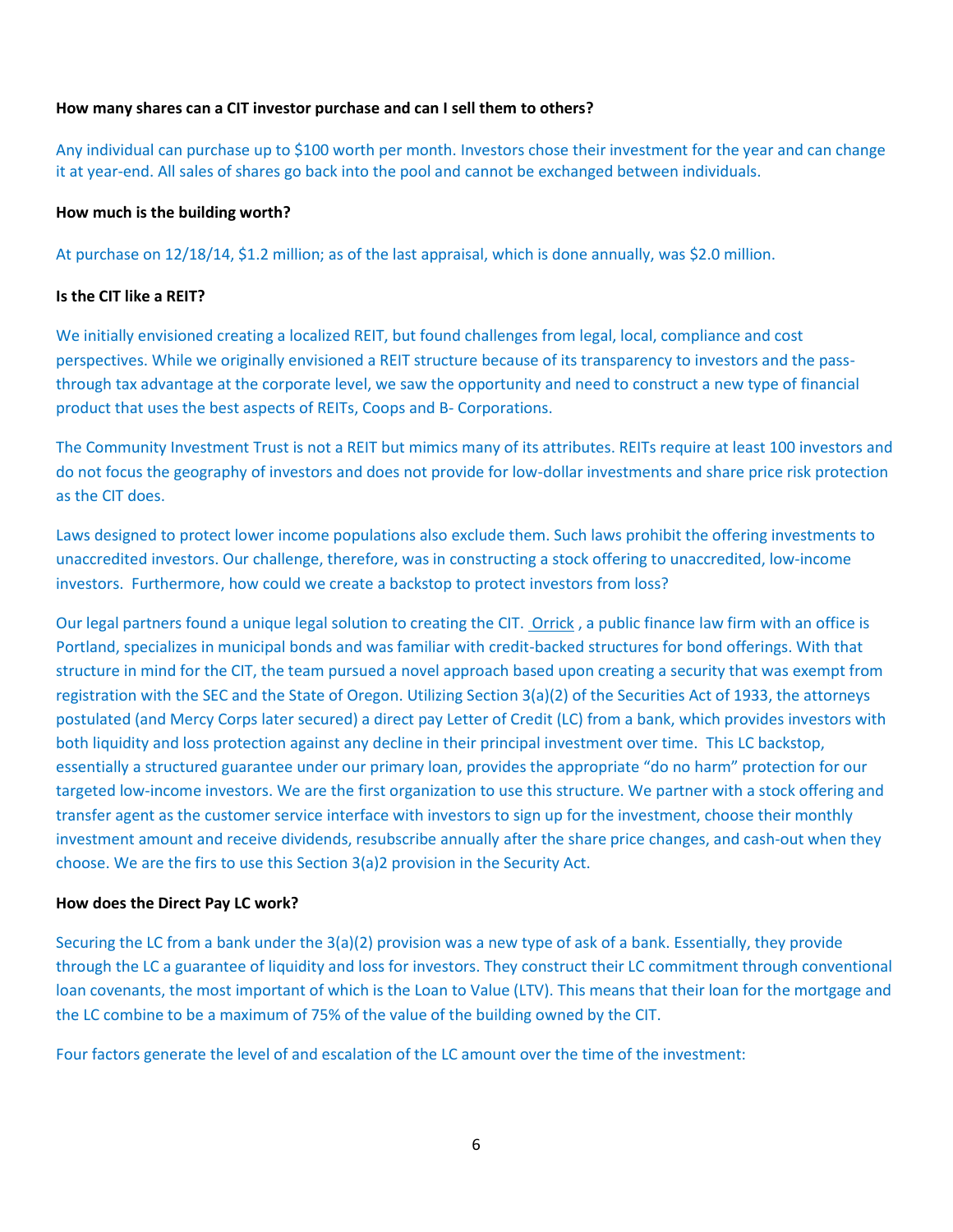**How many shares can a CIT investor purchase and can I sell them to others?**

Any individual can purchase up to $100 worth per month. Investors chose their investment for the year and can change it at year-end. All sales of shares go back into the pool and cannot be exchanged between individuals.

**How much is the building worth?**

At purchase on 12/18/14, $1.2 million; as of the last appraisal, which is done annually, was $2.0 million.

**Is the CIT like a REIT?**

We initially envisioned creating a localized REIT, but found challenges from legal, local, compliance and cost perspectives. While we originally envisioned a REIT structure because of its transparency to investors and the pass-through tax advantage at the corporate level, we saw the opportunity and need to construct a new type of financial product that uses the best aspects of REITs, Coops and B- Corporations.

The Community Investment Trust is not a REIT but mimics many of its attributes. REITs require at least 100 investors and do not focus the geography of investors and does not provide for low-dollar investments and share price risk protection as the CIT does.

Laws designed to protect lower income populations also exclude them. Such laws prohibit the offering investments to unaccredited investors. Our challenge, therefore, was in constructing a stock offering to unaccredited, low-income investors. Furthermore, how could we create a backstop to protect investors from loss?

Our legal partners found a unique legal solution to creating the CIT. Orrick , a public finance law firm with an office is Portland, specializes in municipal bonds and was familiar with credit-backed structures for bond offerings. With that structure in mind for the CIT, the team pursued a novel approach based upon creating a security that was exempt from registration with the SEC and the State of Oregon. Utilizing Section 3(a)(2) of the Securities Act of 1933, the attorneys postulated (and Mercy Corps later secured) a direct pay Letter of Credit (LC) from a bank, which provides investors with both liquidity and loss protection against any decline in their principal investment over time. This LC backstop, essentially a structured guarantee under our primary loan, provides the appropriate "do no harm" protection for our targeted low-income investors. We are the first organization to use this structure. We partner with a stock offering and transfer agent as the customer service interface with investors to sign up for the investment, choose their monthly investment amount and receive dividends, resubscribe annually after the share price changes, and cash-out when they choose. We are the firs to use this Section 3(a)2 provision in the Security Act.

**How does the Direct Pay LC work?**

Securing the LC from a bank under the 3(a)(2) provision was a new type of ask of a bank. Essentially, they provide through the LC a guarantee of liquidity and loss for investors. They construct their LC commitment through conventional loan covenants, the most important of which is the Loan to Value (LTV). This means that their loan for the mortgage and the LC combine to be a maximum of 75% of the value of the building owned by the CIT.

Four factors generate the level of and escalation of the LC amount over the time of the investment: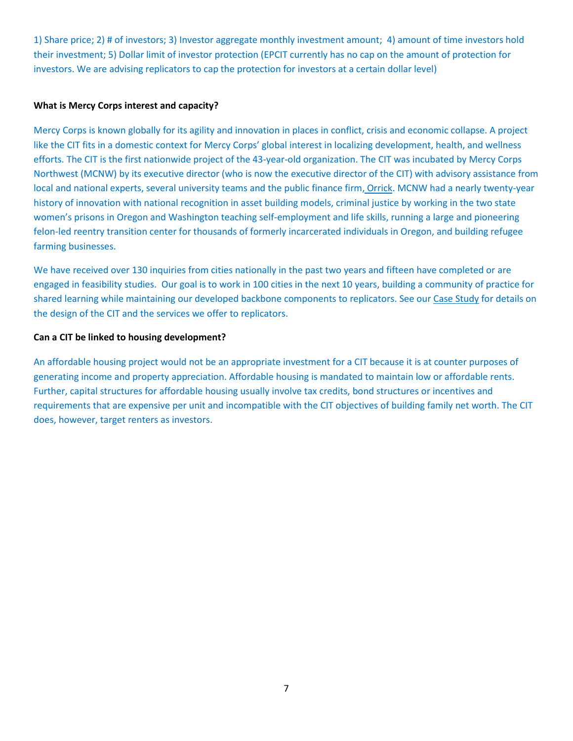1) Share price; 2) # of investors; 3) Investor aggregate monthly investment amount; 4) amount of time investors hold their investment; 5) Dollar limit of investor protection (EPCIT currently has no cap on the amount of protection for investors. We are advising replicators to cap the protection for investors at a certain dollar level)

**What is Mercy Corps interest and capacity?**

Mercy Corps is known globally for its agility and innovation in places in conflict, crisis and economic collapse. A project like the CIT fits in a domestic context for Mercy Corps' global interest in localizing development, health, and wellness efforts. The CIT is the first nationwide project of the 43-year-old organization. The CIT was incubated by Mercy Corps Northwest (MCNW) by its executive director (who is now the executive director of the CIT) with advisory assistance from local and national experts, several university teams and the public finance firm, Orrick. MCNW had a nearly twenty-year history of innovation with national recognition in asset building models, criminal justice by working in the two state women's prisons in Oregon and Washington teaching self-employment and life skills, running a large and pioneering felon-led reentry transition center for thousands of formerly incarcerated individuals in Oregon, and building refugee farming businesses.

We have received over 130 inquiries from cities nationally in the past two years and fifteen have completed or are engaged in feasibility studies. Our goal is to work in 100 cities in the next 10 years, building a community of practice for shared learning while maintaining our developed backbone components to replicators. See our Case Study for details on the design of the CIT and the services we offer to replicators.

**Can a CIT be linked to housing development?**

An affordable housing project would not be an appropriate investment for a CIT because it is at counter purposes of generating income and property appreciation. Affordable housing is mandated to maintain low or affordable rents. Further, capital structures for affordable housing usually involve tax credits, bond structures or incentives and requirements that are expensive per unit and incompatible with the CIT objectives of building family net worth. The CIT does, however, target renters as investors.